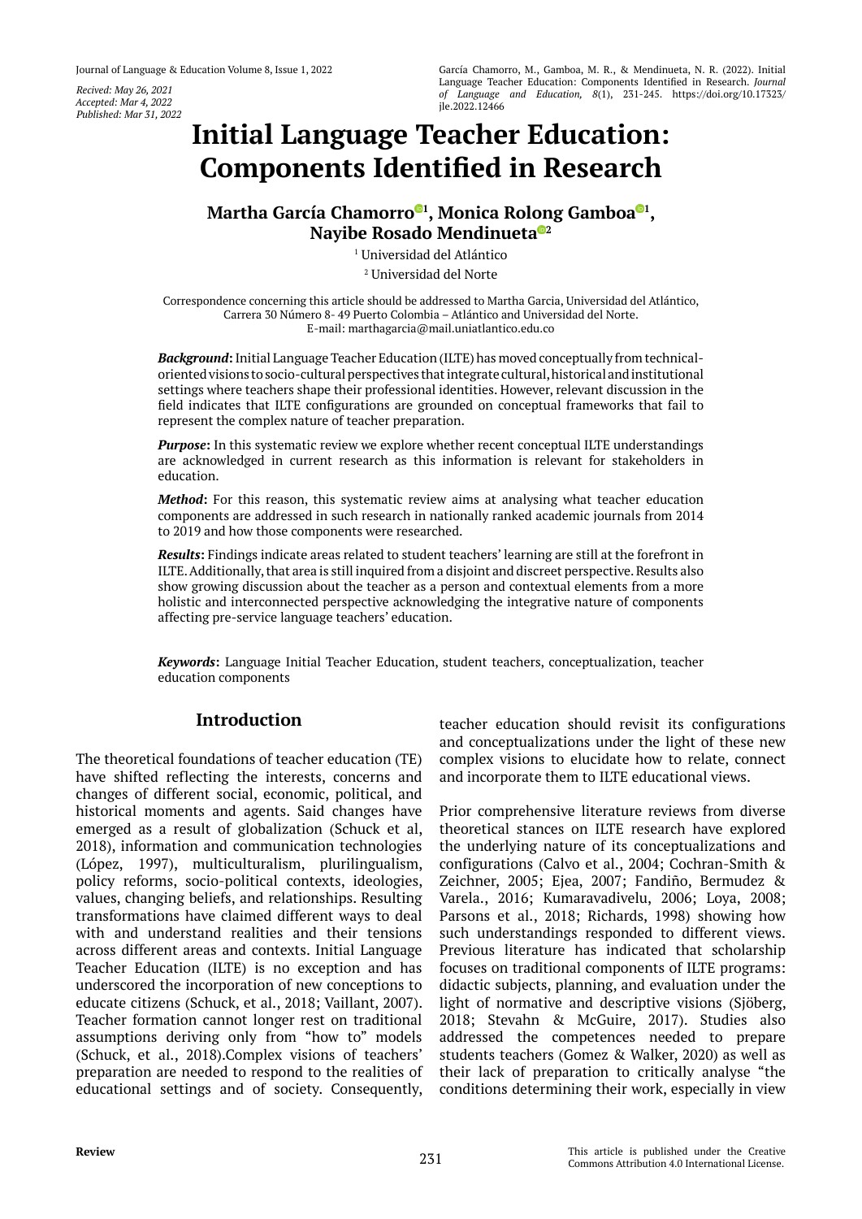Recived: May 26, 2021
Accepted: Mar 4, 2022
Published: Mar 31, 2022

García Chamorro, M., Gamboa, M. R., & Mendinueta, N. R. (2022). Initial Language Teacher Education: Components Identified in Research. *Journal of Language and Education, 8*(1), 231-245. https://doi.org/10.17323/jle.2022.12466

# Initial Language Teacher Education: Components Identified in Research

**Martha García Chamorro[1], Monica Rolong Gamboa[1], Nayibe Rosado Mendinueta[2]**

[1] Universidad del Atlántico

[2] Universidad del Norte

Correspondence concerning this article should be addressed to Martha Garcia, Universidad del Atlántico, Carrera 30 Número 8- 49 Puerto Colombia – Atlántico and Universidad del Norte. E-mail: marthagarcia@mail.uniatlantico.edu.co

***Background*:** Initial Language Teacher Education (ILTE) has moved conceptually from technical-oriented visions to socio-cultural perspectives that integrate cultural, historical and institutional settings where teachers shape their professional identities. However, relevant discussion in the field indicates that ILTE configurations are grounded on conceptual frameworks that fail to represent the complex nature of teacher preparation.

***Purpose*:** In this systematic review we explore whether recent conceptual ILTE understandings are acknowledged in current research as this information is relevant for stakeholders in education.

***Method*:** For this reason, this systematic review aims at analysing what teacher education components are addressed in such research in nationally ranked academic journals from 2014 to 2019 and how those components were researched.

***Results*:** Findings indicate areas related to student teachers' learning are still at the forefront in ILTE. Additionally, that area is still inquired from a disjoint and discreet perspective. Results also show growing discussion about the teacher as a person and contextual elements from a more holistic and interconnected perspective acknowledging the integrative nature of components affecting pre-service language teachers' education.

***Keywords*:** Language Initial Teacher Education, student teachers, conceptualization, teacher education components

## Introduction

The theoretical foundations of teacher education (TE) have shifted reflecting the interests, concerns and changes of different social, economic, political, and historical moments and agents. Said changes have emerged as a result of globalization (Schuck et al, 2018), information and communication technologies (López, 1997), multiculturalism, plurilingualism, policy reforms, socio-political contexts, ideologies, values, changing beliefs, and relationships. Resulting transformations have claimed different ways to deal with and understand realities and their tensions across different areas and contexts. Initial Language Teacher Education (ILTE) is no exception and has underscored the incorporation of new conceptions to educate citizens (Schuck, et al., 2018; Vaillant, 2007). Teacher formation cannot longer rest on traditional assumptions deriving only from "how to" models (Schuck, et al., 2018).Complex visions of teachers' preparation are needed to respond to the realities of educational settings and of society. Consequently, teacher education should revisit its configurations and conceptualizations under the light of these new complex visions to elucidate how to relate, connect and incorporate them to ILTE educational views.

Prior comprehensive literature reviews from diverse theoretical stances on ILTE research have explored the underlying nature of its conceptualizations and configurations (Calvo et al., 2004; Cochran-Smith & Zeichner, 2005; Ejea, 2007; Fandiño, Bermudez & Varela., 2016; Kumaravadivelu, 2006; Loya, 2008; Parsons et al., 2018; Richards, 1998) showing how such understandings responded to different views. Previous literature has indicated that scholarship focuses on traditional components of ILTE programs: didactic subjects, planning, and evaluation under the light of normative and descriptive visions (Sjöberg, 2018; Stevahn & McGuire, 2017). Studies also addressed the competences needed to prepare students teachers (Gomez & Walker, 2020) as well as their lack of preparation to critically analyse "the conditions determining their work, especially in view

Review

This article is published under the Creative Commons Attribution 4.0 International License.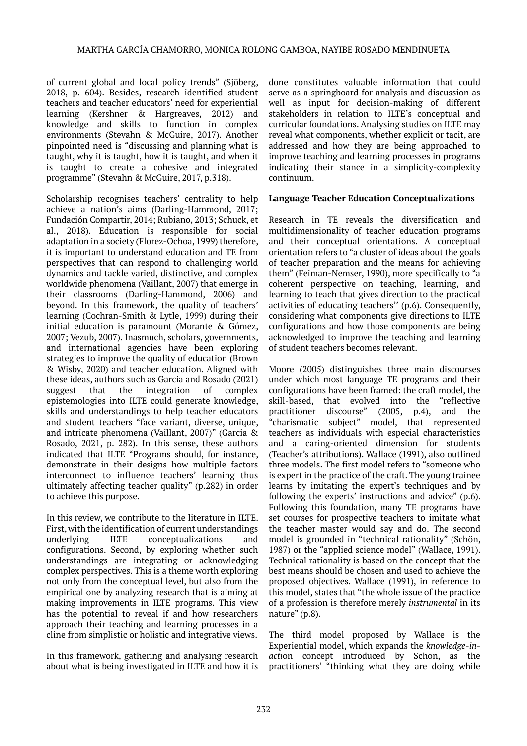of current global and local policy trends" (Sjöberg, 2018, p. 604). Besides, research identified student teachers and teacher educators' need for experiential learning (Kershner & Hargreaves, 2012) and knowledge and skills to function in complex environments (Stevahn & McGuire, 2017). Another pinpointed need is "discussing and planning what is taught, why it is taught, how it is taught, and when it is taught to create a cohesive and integrated programme" (Stevahn & McGuire, 2017, p.318).

Scholarship recognises teachers' centrality to help achieve a nation's aims (Darling-Hammond, 2017; Fundación Compartir, 2014; Rubiano, 2013; Schuck, et al., 2018). Education is responsible for social adaptation in a society (Florez-Ochoa, 1999) therefore, it is important to understand education and TE from perspectives that can respond to challenging world dynamics and tackle varied, distinctive, and complex worldwide phenomena (Vaillant, 2007) that emerge in their classrooms (Darling-Hammond, 2006) and beyond. In this framework, the quality of teachers' learning (Cochran-Smith & Lytle, 1999) during their initial education is paramount (Morante & Gómez, 2007; Vezub, 2007). Inasmuch, scholars, governments, and international agencies have been exploring strategies to improve the quality of education (Brown & Wisby, 2020) and teacher education. Aligned with these ideas, authors such as Garcia and Rosado (2021) suggest that the integration of complex epistemologies into ILTE could generate knowledge, skills and understandings to help teacher educators and student teachers "face variant, diverse, unique, and intricate phenomena (Vaillant, 2007)" (Garcia & Rosado, 2021, p. 282). In this sense, these authors indicated that ILTE "Programs should, for instance, demonstrate in their designs how multiple factors interconnect to influence teachers' learning thus ultimately affecting teacher quality" (p.282) in order to achieve this purpose.

In this review, we contribute to the literature in ILTE. First, with the identification of current understandings underlying ILTE conceptualizations and configurations. Second, by exploring whether such understandings are integrating or acknowledging complex perspectives. This is a theme worth exploring not only from the conceptual level, but also from the empirical one by analyzing research that is aiming at making improvements in ILTE programs. This view has the potential to reveal if and how researchers approach their teaching and learning processes in a cline from simplistic or holistic and integrative views.

In this framework, gathering and analysing research about what is being investigated in ILTE and how it is done constitutes valuable information that could serve as a springboard for analysis and discussion as well as input for decision-making of different stakeholders in relation to ILTE's conceptual and curricular foundations. Analysing studies on ILTE may reveal what components, whether explicit or tacit, are addressed and how they are being approached to improve teaching and learning processes in programs indicating their stance in a simplicity-complexity continuum.

**Language Teacher Education Conceptualizations**

Research in TE reveals the diversification and multidimensionality of teacher education programs and their conceptual orientations. A conceptual orientation refers to "a cluster of ideas about the goals of teacher preparation and the means for achieving them" (Feiman-Nemser, 1990), more specifically to "a coherent perspective on teaching, learning, and learning to teach that gives direction to the practical activities of educating teachers'' (p.6). Consequently, considering what components give directions to ILTE configurations and how those components are being acknowledged to improve the teaching and learning of student teachers becomes relevant.

Moore (2005) distinguishes three main discourses under which most language TE programs and their configurations have been framed: the craft model, the skill-based, that evolved into the "reflective practitioner discourse" (2005, p.4), and the "charismatic subject" model, that represented teachers as individuals with especial characteristics and a caring-oriented dimension for students (Teacher's attributions). Wallace (1991), also outlined three models. The first model refers to "someone who is expert in the practice of the craft. The young trainee learns by imitating the expert's techniques and by following the experts' instructions and advice" (p.6). Following this foundation, many TE programs have set courses for prospective teachers to imitate what the teacher master would say and do. The second model is grounded in "technical rationality" (Schön, 1987) or the "applied science model" (Wallace, 1991). Technical rationality is based on the concept that the best means should be chosen and used to achieve the proposed objectives. Wallace (1991), in reference to this model, states that "the whole issue of the practice of a profession is therefore merely *instrumental* in its nature" (p.8).

The third model proposed by Wallace is the Experiential model, which expands the *knowledge-in-acti*on concept introduced by Schön, as the practitioners' "thinking what they are doing while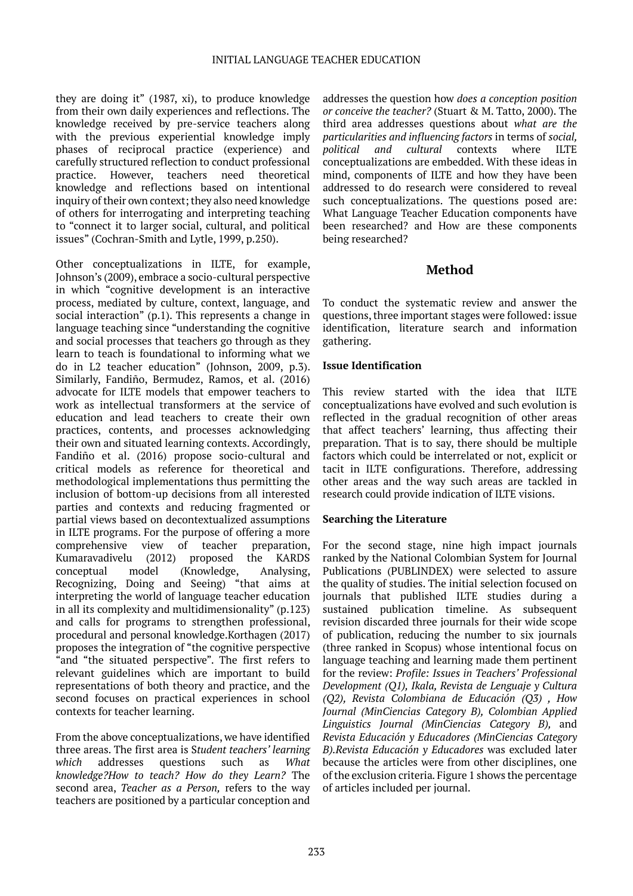they are doing it" (1987, xi), to produce knowledge from their own daily experiences and reflections. The knowledge received by pre-service teachers along with the previous experiential knowledge imply phases of reciprocal practice (experience) and carefully structured reflection to conduct professional practice. However, teachers need theoretical knowledge and reflections based on intentional inquiry of their own context; they also need knowledge of others for interrogating and interpreting teaching to "connect it to larger social, cultural, and political issues" (Cochran-Smith and Lytle, 1999, p.250).

Other conceptualizations in ILTE, for example, Johnson's (2009), embrace a socio-cultural perspective in which "cognitive development is an interactive process, mediated by culture, context, language, and social interaction" (p.1). This represents a change in language teaching since "understanding the cognitive and social processes that teachers go through as they learn to teach is foundational to informing what we do in L2 teacher education" (Johnson, 2009, p.3). Similarly, Fandiño, Bermudez, Ramos, et al. (2016) advocate for ILTE models that empower teachers to work as intellectual transformers at the service of education and lead teachers to create their own practices, contents, and processes acknowledging their own and situated learning contexts. Accordingly, Fandiño et al. (2016) propose socio-cultural and critical models as reference for theoretical and methodological implementations thus permitting the inclusion of bottom-up decisions from all interested parties and contexts and reducing fragmented or partial views based on decontextualized assumptions in ILTE programs. For the purpose of offering a more comprehensive view of teacher preparation, Kumaravadivelu (2012) proposed the KARDS conceptual model (Knowledge, Analysing, Recognizing, Doing and Seeing) "that aims at interpreting the world of language teacher education in all its complexity and multidimensionality" (p.123) and calls for programs to strengthen professional, procedural and personal knowledge.Korthagen (2017) proposes the integration of "the cognitive perspective "and "the situated perspective". The first refers to relevant guidelines which are important to build representations of both theory and practice, and the second focuses on practical experiences in school contexts for teacher learning.

From the above conceptualizations, we have identified three areas. The first area is S*tudent teachers' learning which* addresses questions such as *What knowledge?How to teach? How do they Learn?* The second area, *Teacher as a Person,* refers to the way teachers are positioned by a particular conception and addresses the question how *does a conception position or conceive the teacher?* (Stuart & M. Tatto, 2000). The third area addresses questions about *what are the particularities and influencing factors* in terms of *social, political and cultural* contexts where ILTE conceptualizations are embedded. With these ideas in mind, components of ILTE and how they have been addressed to do research were considered to reveal such conceptualizations. The questions posed are: What Language Teacher Education components have been researched? and How are these components being researched?

## Method

To conduct the systematic review and answer the questions, three important stages were followed: issue identification, literature search and information gathering.

### Issue Identification

This review started with the idea that ILTE conceptualizations have evolved and such evolution is reflected in the gradual recognition of other areas that affect teachers' learning, thus affecting their preparation. That is to say, there should be multiple factors which could be interrelated or not, explicit or tacit in ILTE configurations. Therefore, addressing other areas and the way such areas are tackled in research could provide indication of ILTE visions.

### Searching the Literature

For the second stage, nine high impact journals ranked by the National Colombian System for Journal Publications (PUBLINDEX) were selected to assure the quality of studies. The initial selection focused on journals that published ILTE studies during a sustained publication timeline. As subsequent revision discarded three journals for their wide scope of publication, reducing the number to six journals (three ranked in Scopus) whose intentional focus on language teaching and learning made them pertinent for the review: *Profile: Issues in Teachers' Professional Development (Q1), Ikala, Revista de Lenguaje y Cultura (Q2), Revista Colombiana de Educación (Q3) , How Journal (MinCiencias Category B), Colombian Applied Linguistics Journal (MinCiencias Category B),* and *Revista Educación y Educadores (MinCiencias Category B).Revista Educación y Educadores* was excluded later because the articles were from other disciplines, one of the exclusion criteria. Figure 1 shows the percentage of articles included per journal.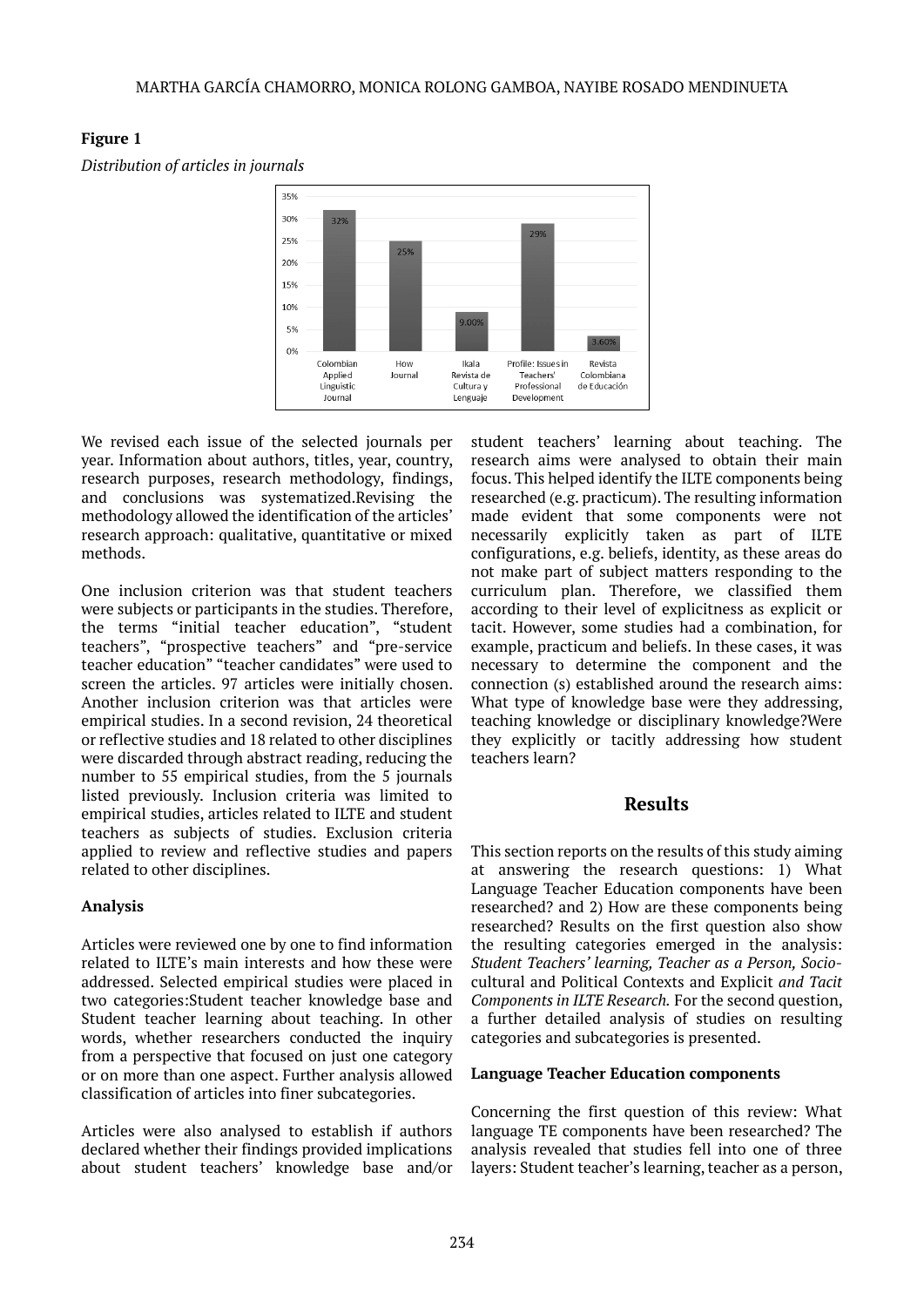**Figure 1**

*Distribution of articles in journals*

We revised each issue of the selected journals per year. Information about authors, titles, year, country, research purposes, research methodology, findings, and conclusions was systematized.Revising the methodology allowed the identification of the articles' research approach: qualitative, quantitative or mixed methods.

One inclusion criterion was that student teachers were subjects or participants in the studies. Therefore, the terms "initial teacher education", "student teachers", "prospective teachers" and "pre-service teacher education" "teacher candidates" were used to screen the articles. 97 articles were initially chosen. Another inclusion criterion was that articles were empirical studies. In a second revision, 24 theoretical or reflective studies and 18 related to other disciplines were discarded through abstract reading, reducing the number to 55 empirical studies, from the 5 journals listed previously. Inclusion criteria was limited to empirical studies, articles related to ILTE and student teachers as subjects of studies. Exclusion criteria applied to review and reflective studies and papers related to other disciplines.

**Analysis**

Articles were reviewed one by one to find information related to ILTE's main interests and how these were addressed. Selected empirical studies were placed in two categories:Student teacher knowledge base and Student teacher learning about teaching. In other words, whether researchers conducted the inquiry from a perspective that focused on just one category or on more than one aspect. Further analysis allowed classification of articles into finer subcategories.

Articles were also analysed to establish if authors declared whether their findings provided implications about student teachers' knowledge base and/or student teachers' learning about teaching. The research aims were analysed to obtain their main focus. This helped identify the ILTE components being researched (e.g. practicum). The resulting information made evident that some components were not necessarily explicitly taken as part of ILTE configurations, e.g. beliefs, identity, as these areas do not make part of subject matters responding to the curriculum plan. Therefore, we classified them according to their level of explicitness as explicit or tacit. However, some studies had a combination, for example, practicum and beliefs. In these cases, it was necessary to determine the component and the connection (s) established around the research aims: What type of knowledge base were they addressing, teaching knowledge or disciplinary knowledge?Were they explicitly or tacitly addressing how student teachers learn?

## Results

This section reports on the results of this study aiming at answering the research questions: 1) What Language Teacher Education components have been researched? and 2) How are these components being researched? Results on the first question also show the resulting categories emerged in the analysis: *Student Teachers' learning, Teacher as a Person, Socio-*cultural and Political Contexts and Explicit *and Tacit Components in ILTE Research.* For the second question, a further detailed analysis of studies on resulting categories and subcategories is presented.

**Language Teacher Education components**

Concerning the first question of this review: What language TE components have been researched? The analysis revealed that studies fell into one of three layers: Student teacher's learning, teacher as a person,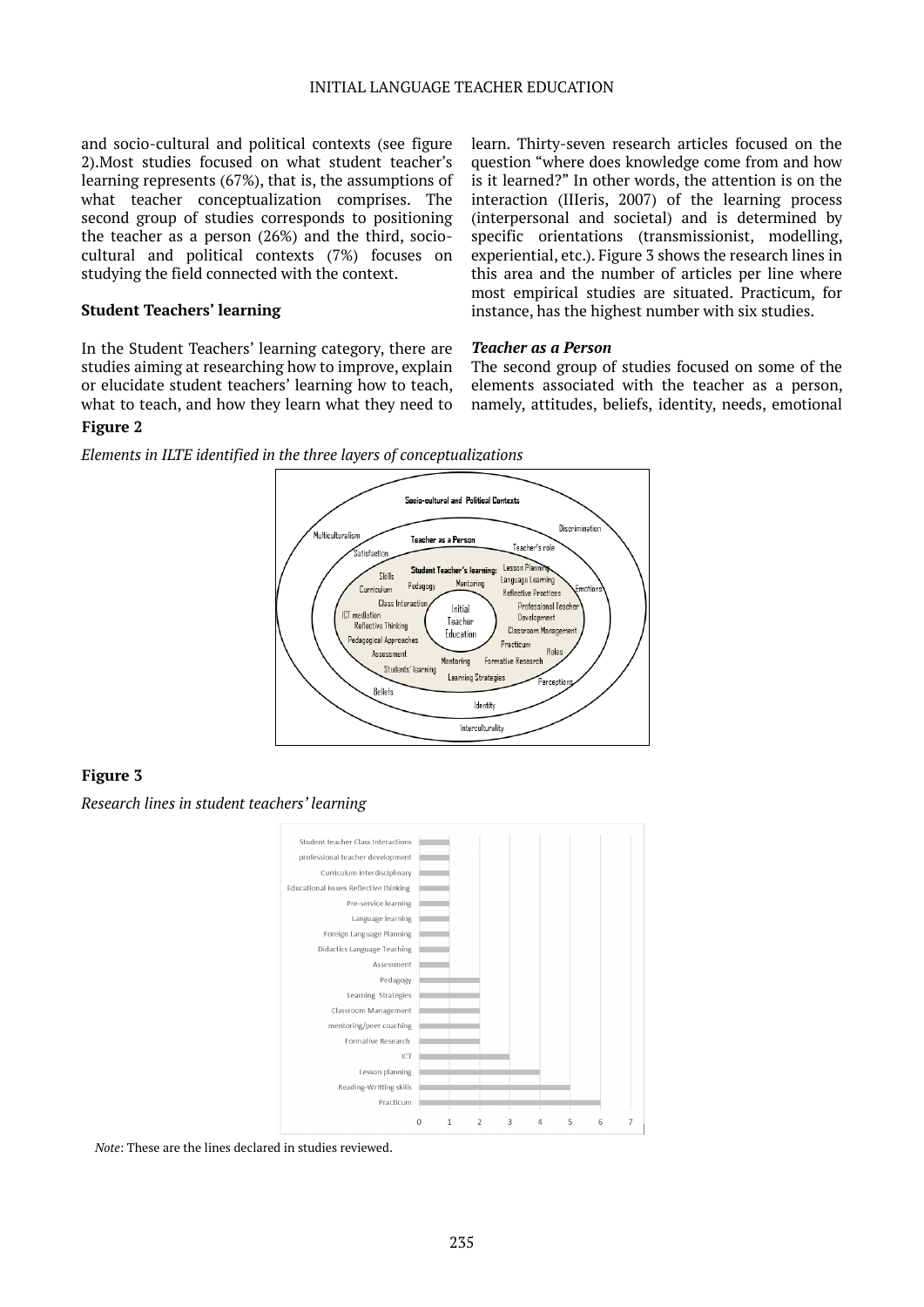and socio-cultural and political contexts (see figure 2).Most studies focused on what student teacher's learning represents (67%), that is, the assumptions of what teacher conceptualization comprises. The second group of studies corresponds to positioning the teacher as a person (26%) and the third, socio-cultural and political contexts (7%) focuses on studying the field connected with the context.

## Student Teachers' learning

In the Student Teachers' learning category, there are studies aiming at researching how to improve, explain or elucidate student teachers' learning how to teach, what to teach, and how they learn what they need to learn. Thirty-seven research articles focused on the question "where does knowledge come from and how is it learned?" In other words, the attention is on the interaction (IIIeris, 2007) of the learning process (interpersonal and societal) and is determined by specific orientations (transmissionist, modelling, experiential, etc.). Figure 3 shows the research lines in this area and the number of articles per line where most empirical studies are situated. Practicum, for instance, has the highest number with six studies.

### *Teacher as a Person*

The second group of studies focused on some of the elements associated with the teacher as a person, namely, attitudes, beliefs, identity, needs, emotional

**Figure 2**

*Elements in ILTE identified in the three layers of conceptualizations*

**Figure 3**

*Research lines in student teachers' learning*

*Note*: These are the lines declared in studies reviewed.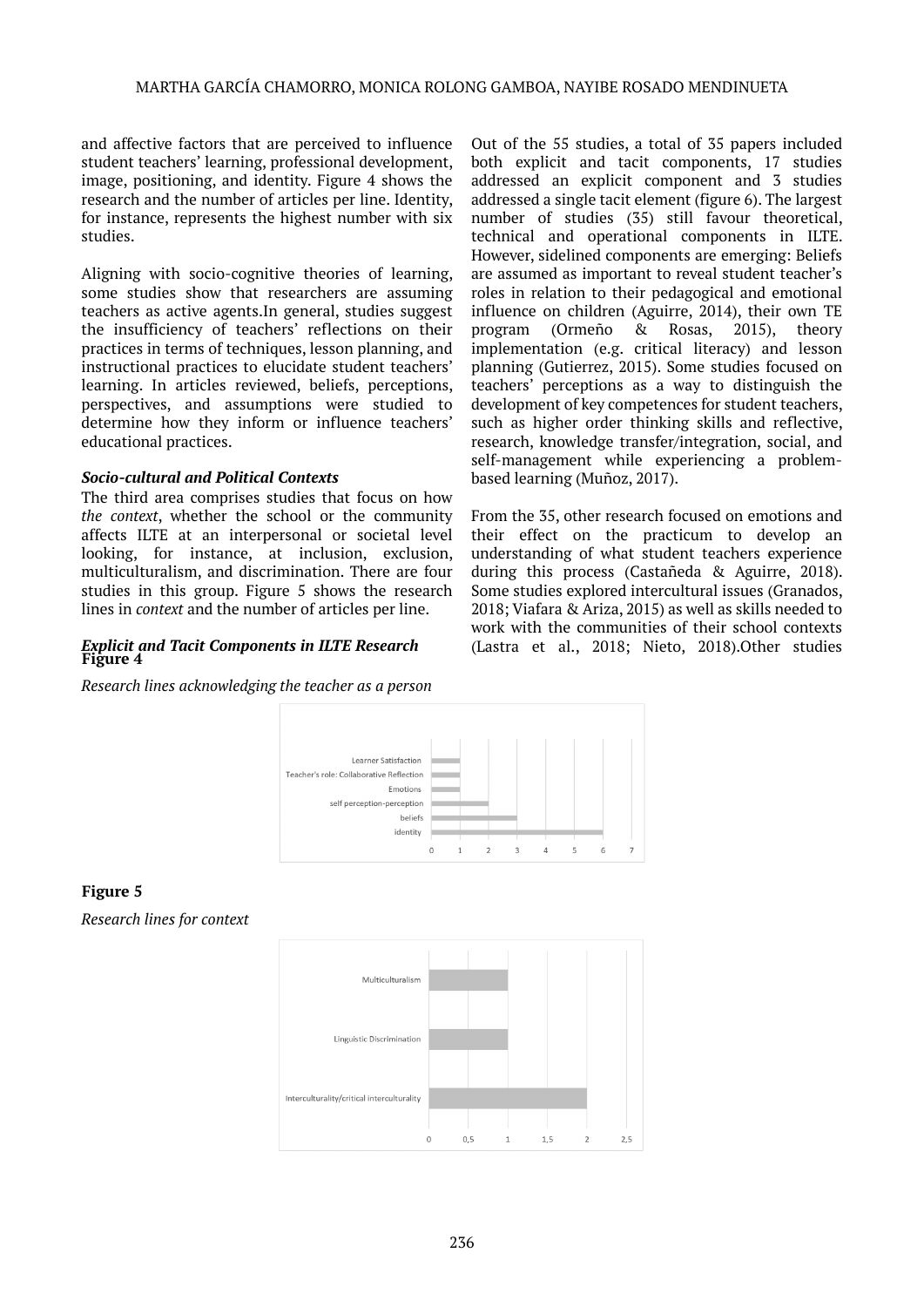and affective factors that are perceived to influence student teachers' learning, professional development, image, positioning, and identity. Figure 4 shows the research and the number of articles per line. Identity, for instance, represents the highest number with six studies.

Aligning with socio-cognitive theories of learning, some studies show that researchers are assuming teachers as active agents.In general, studies suggest the insufficiency of teachers' reflections on their practices in terms of techniques, lesson planning, and instructional practices to elucidate student teachers' learning. In articles reviewed, beliefs, perceptions, perspectives, and assumptions were studied to determine how they inform or influence teachers' educational practices.

***Socio-cultural and Political Contexts***

The third area comprises studies that focus on how *the context*, whether the school or the community affects ILTE at an interpersonal or societal level looking, for instance, at inclusion, exclusion, multiculturalism, and discrimination. There are four studies in this group. Figure 5 shows the research lines in *context* and the number of articles per line.

***Explicit and Tacit Components in ILTE Research***

Out of the 55 studies, a total of 35 papers included both explicit and tacit components, 17 studies addressed an explicit component and 3 studies addressed a single tacit element (figure 6). The largest number of studies (35) still favour theoretical, technical and operational components in ILTE. However, sidelined components are emerging: Beliefs are assumed as important to reveal student teacher's roles in relation to their pedagogical and emotional influence on children (Aguirre, 2014), their own TE program (Ormeño & Rosas, 2015), theory implementation (e.g. critical literacy) and lesson planning (Gutierrez, 2015). Some studies focused on teachers' perceptions as a way to distinguish the development of key competences for student teachers, such as higher order thinking skills and reflective, research, knowledge transfer/integration, social, and self-management while experiencing a problem-based learning (Muñoz, 2017).

From the 35, other research focused on emotions and their effect on the practicum to develop an understanding of what student teachers experience during this process (Castañeda & Aguirre, 2018). Some studies explored intercultural issues (Granados, 2018; Viafara & Ariza, 2015) as well as skills needed to work with the communities of their school contexts (Lastra et al., 2018; Nieto, 2018).Other studies

**Figure 4**

*Research lines acknowledging the teacher as a person*

| Research line | Number of articles |
|---|---|
| Learner Satisfaction | 1 |
| Teacher's role: Collaborative Reflection | 1 |
| Emotions | 1 |
| self perception-perception | 2 |
| beliefs | 3 |
| identity | 6 |

**Figure 5**

*Research lines for context*

| Research line | Number of articles |
|---|---|
| Multiculturalism | 1 |
| Linguistic Discrimination | 1 |
| Interculturality/critical interculturality | 2 |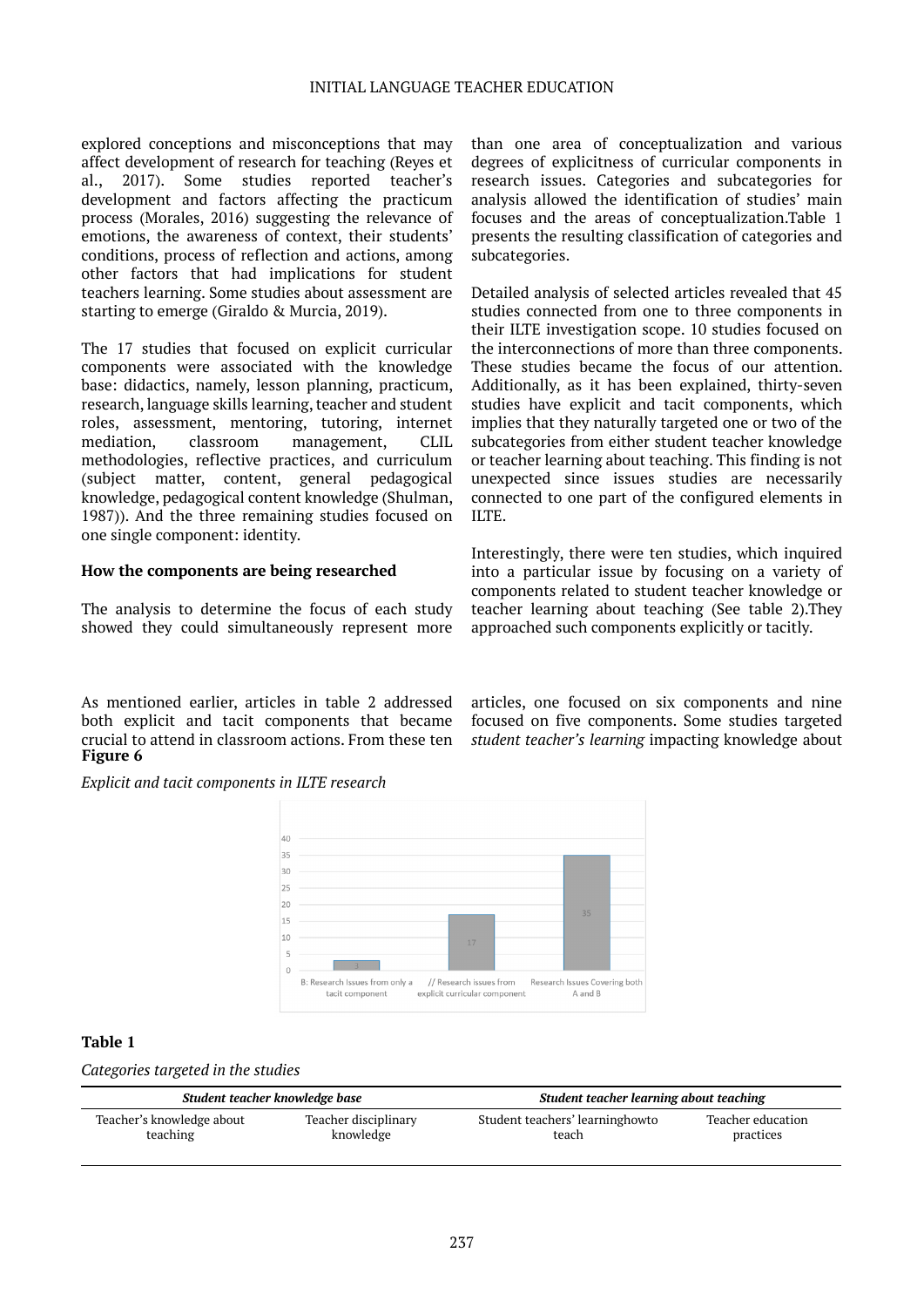explored conceptions and misconceptions that may affect development of research for teaching (Reyes et al., 2017). Some studies reported teacher's development and factors affecting the practicum process (Morales, 2016) suggesting the relevance of emotions, the awareness of context, their students' conditions, process of reflection and actions, among other factors that had implications for student teachers learning. Some studies about assessment are starting to emerge (Giraldo & Murcia, 2019).

The 17 studies that focused on explicit curricular components were associated with the knowledge base: didactics, namely, lesson planning, practicum, research, language skills learning, teacher and student roles, assessment, mentoring, tutoring, internet mediation, classroom management, CLIL methodologies, reflective practices, and curriculum (subject matter, content, general pedagogical knowledge, pedagogical content knowledge (Shulman, 1987)). And the three remaining studies focused on one single component: identity.

**How the components are being researched**

The analysis to determine the focus of each study showed they could simultaneously represent more than one area of conceptualization and various degrees of explicitness of curricular components in research issues. Categories and subcategories for analysis allowed the identification of studies' main focuses and the areas of conceptualization.Table 1 presents the resulting classification of categories and subcategories.

Detailed analysis of selected articles revealed that 45 studies connected from one to three components in their ILTE investigation scope. 10 studies focused on the interconnections of more than three components. These studies became the focus of our attention. Additionally, as it has been explained, thirty-seven studies have explicit and tacit components, which implies that they naturally targeted one or two of the subcategories from either student teacher knowledge or teacher learning about teaching. This finding is not unexpected since issues studies are necessarily connected to one part of the configured elements in ILTE.

Interestingly, there were ten studies, which inquired into a particular issue by focusing on a variety of components related to student teacher knowledge or teacher learning about teaching (See table 2).They approached such components explicitly or tacitly.

As mentioned earlier, articles in table 2 addressed both explicit and tacit components that became crucial to attend in classroom actions. From these ten articles, one focused on six components and nine focused on five components. Some studies targeted *student teacher's learning* impacting knowledge about

**Figure 6**

*Explicit and tacit components in ILTE research*

| Category | Value |
|---|---|
| B: Research Issues from only a tacit component | 3 |
| // Research issues from explicit curricular component | 17 |
| Research Issues Covering both A and B | 35 |

**Table 1**

*Categories targeted in the studies*

| *Student teacher knowledge base* | | *Student teacher learning about teaching* | |
|---|---|---|---|
| Teacher's knowledge about teaching | Teacher disciplinary knowledge | Student teachers' learninghowto teach | Teacher education practices |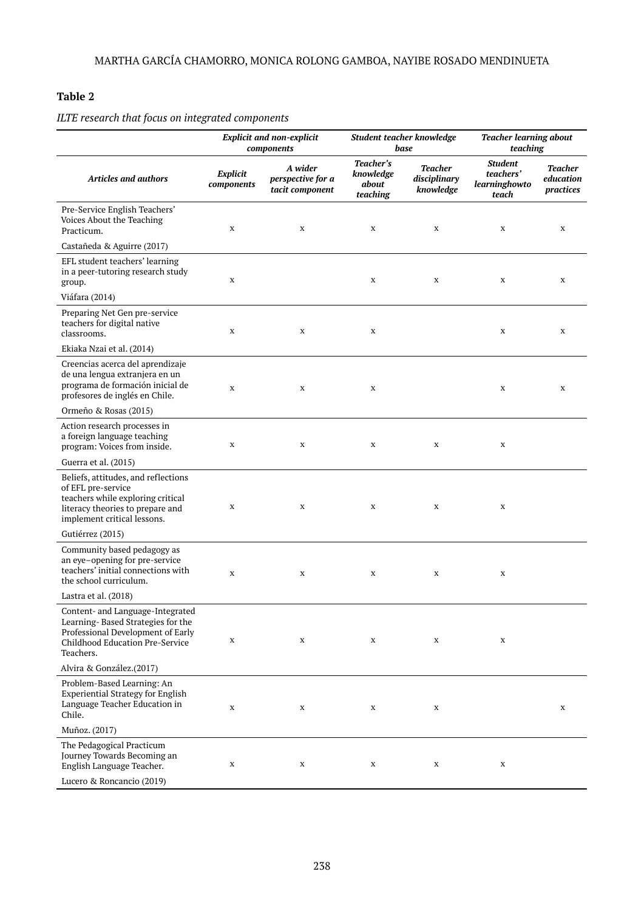**Table 2**

*ILTE research that focus on integrated components*

| | *Explicit and non-explicit components* | | *Student teacher knowledge base* | | *Teacher learning about teaching* | |
|---|---|---|---|---|---|---|
| ***Articles and authors*** | ***Explicit components*** | ***A wider perspective for a tacit component*** | ***Teacher's knowledge about teaching*** | ***Teacher disciplinary knowledge*** | ***Student teachers' learninghowto teach*** | ***Teacher education practices*** |
| Pre-Service English Teachers' Voices About the Teaching Practicum. Castañeda & Aguirre (2017) | x | x | x | x | x | x |
| EFL student teachers' learning in a peer-tutoring research study group. Viáfara (2014) | x | | x | x | x | x |
| Preparing Net Gen pre-service teachers for digital native classrooms. Ekiaka Nzai et al. (2014) | x | x | x | | x | x |
| Creencias acerca del aprendizaje de una lengua extranjera en un programa de formación inicial de profesores de inglés en Chile. Ormeño & Rosas (2015) | x | x | x | | x | x |
| Action research processes in a foreign language teaching program: Voices from inside. Guerra et al. (2015) | x | x | x | x | x | |
| Beliefs, attitudes, and reflections of EFL pre-service teachers while exploring critical literacy theories to prepare and implement critical lessons. Gutiérrez (2015) | x | x | x | x | x | |
| Community based pedagogy as an eye–opening for pre-service teachers' initial connections with the school curriculum. Lastra et al. (2018) | x | x | x | x | x | |
| Content- and Language-Integrated Learning- Based Strategies for the Professional Development of Early Childhood Education Pre-Service Teachers. Alvira & González.(2017) | x | x | x | x | x | |
| Problem-Based Learning: An Experiential Strategy for English Language Teacher Education in Chile. Muñoz. (2017) | x | x | x | x | | x |
| The Pedagogical Practicum Journey Towards Becoming an English Language Teacher. Lucero & Roncancio (2019) | x | x | x | x | x | |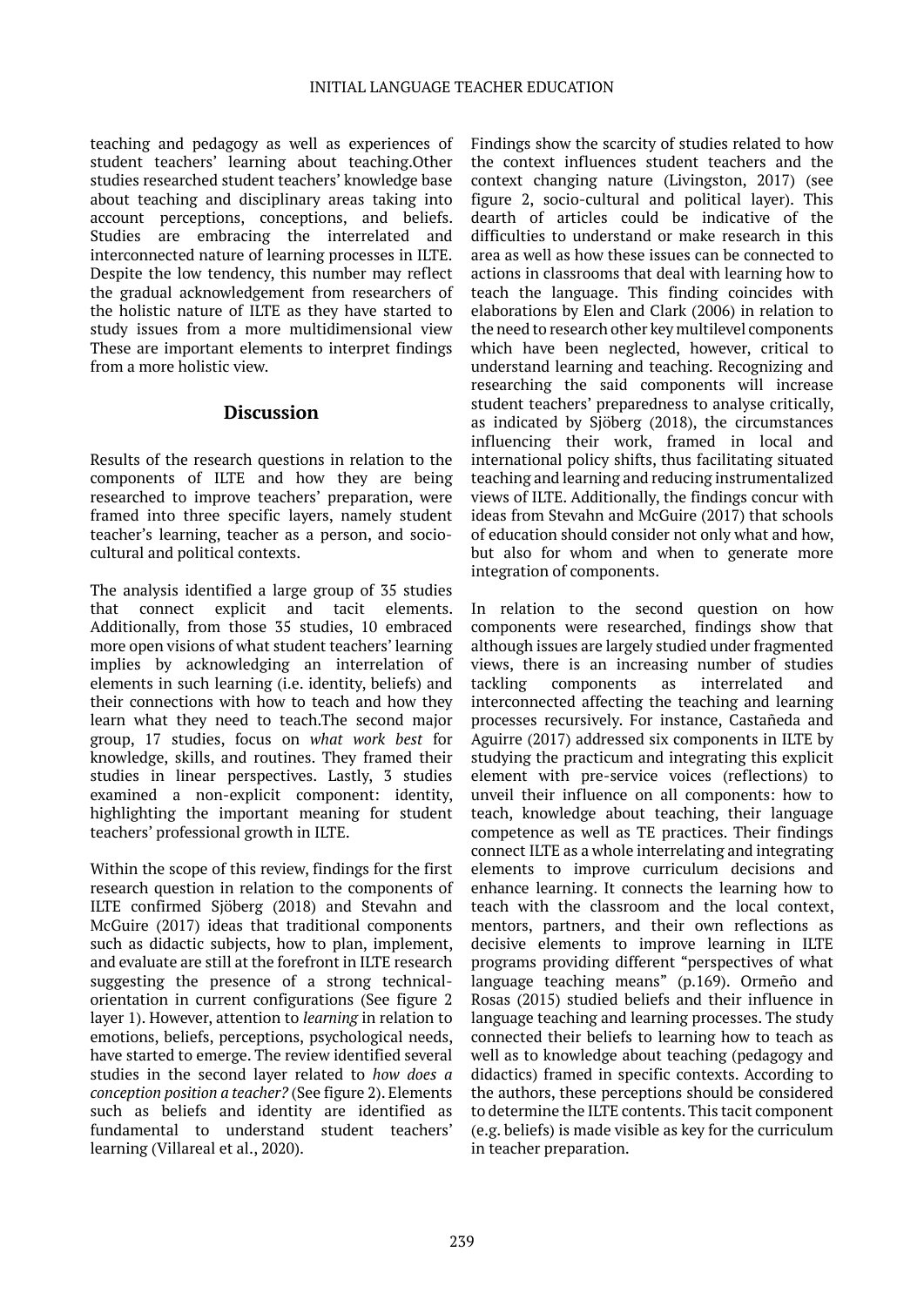teaching and pedagogy as well as experiences of student teachers' learning about teaching.Other studies researched student teachers' knowledge base about teaching and disciplinary areas taking into account perceptions, conceptions, and beliefs. Studies are embracing the interrelated and interconnected nature of learning processes in ILTE. Despite the low tendency, this number may reflect the gradual acknowledgement from researchers of the holistic nature of ILTE as they have started to study issues from a more multidimensional view These are important elements to interpret findings from a more holistic view.

## Discussion

Results of the research questions in relation to the components of ILTE and how they are being researched to improve teachers' preparation, were framed into three specific layers, namely student teacher's learning, teacher as a person, and socio-cultural and political contexts.

The analysis identified a large group of 35 studies that connect explicit and tacit elements. Additionally, from those 35 studies, 10 embraced more open visions of what student teachers' learning implies by acknowledging an interrelation of elements in such learning (i.e. identity, beliefs) and their connections with how to teach and how they learn what they need to teach.The second major group, 17 studies, focus on *what work best* for knowledge, skills, and routines. They framed their studies in linear perspectives. Lastly, 3 studies examined a non-explicit component: identity, highlighting the important meaning for student teachers' professional growth in ILTE.

Within the scope of this review, findings for the first research question in relation to the components of ILTE confirmed Sjöberg (2018) and Stevahn and McGuire (2017) ideas that traditional components such as didactic subjects, how to plan, implement, and evaluate are still at the forefront in ILTE research suggesting the presence of a strong technical-orientation in current configurations (See figure 2 layer 1). However, attention to *learning* in relation to emotions, beliefs, perceptions, psychological needs, have started to emerge. The review identified several studies in the second layer related to *how does a conception position a teacher?* (See figure 2). Elements such as beliefs and identity are identified as fundamental to understand student teachers' learning (Villareal et al., 2020).

Findings show the scarcity of studies related to how the context influences student teachers and the context changing nature (Livingston, 2017) (see figure 2, socio-cultural and political layer). This dearth of articles could be indicative of the difficulties to understand or make research in this area as well as how these issues can be connected to actions in classrooms that deal with learning how to teach the language. This finding coincides with elaborations by Elen and Clark (2006) in relation to the need to research other key multilevel components which have been neglected, however, critical to understand learning and teaching. Recognizing and researching the said components will increase student teachers' preparedness to analyse critically, as indicated by Sjöberg (2018), the circumstances influencing their work, framed in local and international policy shifts, thus facilitating situated teaching and learning and reducing instrumentalized views of ILTE. Additionally, the findings concur with ideas from Stevahn and McGuire (2017) that schools of education should consider not only what and how, but also for whom and when to generate more integration of components.

In relation to the second question on how components were researched, findings show that although issues are largely studied under fragmented views, there is an increasing number of studies tackling components as interrelated and interconnected affecting the teaching and learning processes recursively. For instance, Castañeda and Aguirre (2017) addressed six components in ILTE by studying the practicum and integrating this explicit element with pre-service voices (reflections) to unveil their influence on all components: how to teach, knowledge about teaching, their language competence as well as TE practices. Their findings connect ILTE as a whole interrelating and integrating elements to improve curriculum decisions and enhance learning. It connects the learning how to teach with the classroom and the local context, mentors, partners, and their own reflections as decisive elements to improve learning in ILTE programs providing different "perspectives of what language teaching means" (p.169). Ormeño and Rosas (2015) studied beliefs and their influence in language teaching and learning processes. The study connected their beliefs to learning how to teach as well as to knowledge about teaching (pedagogy and didactics) framed in specific contexts. According to the authors, these perceptions should be considered to determine the ILTE contents. This tacit component (e.g. beliefs) is made visible as key for the curriculum in teacher preparation.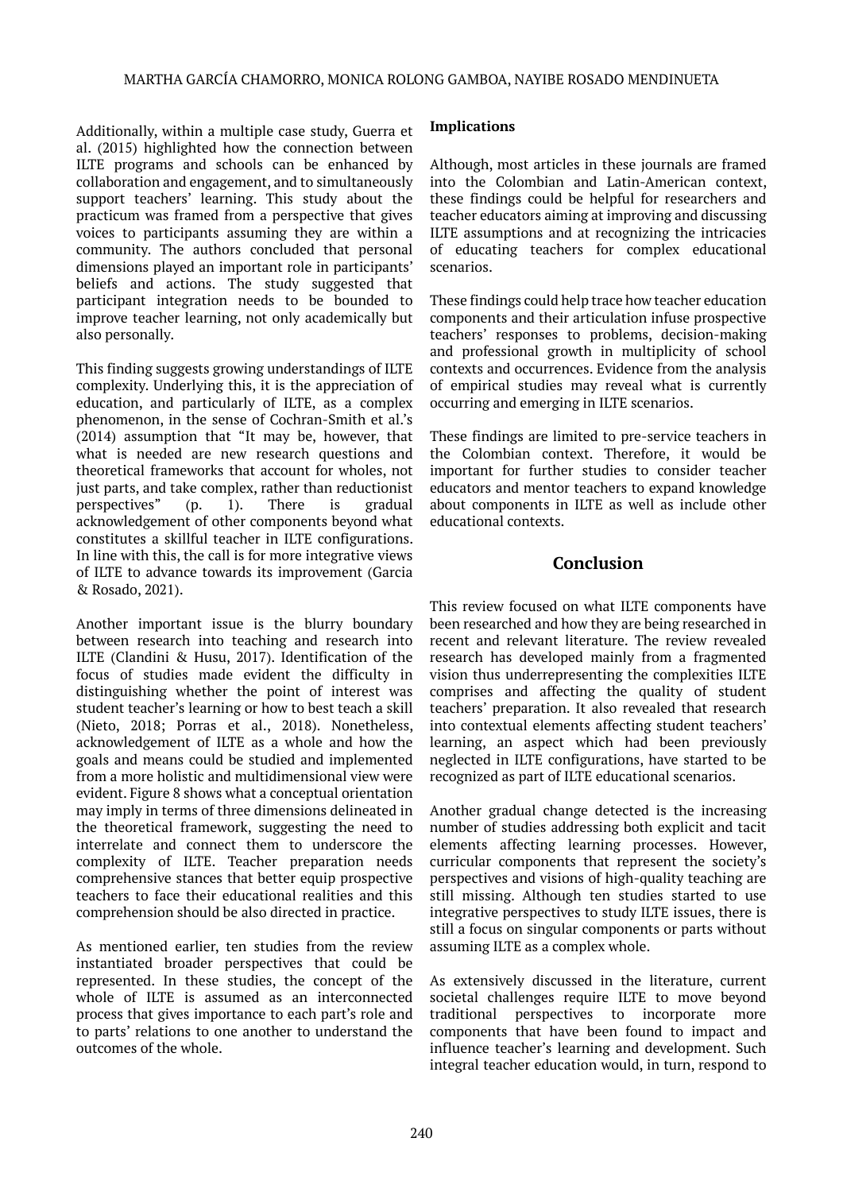Additionally, within a multiple case study, Guerra et al. (2015) highlighted how the connection between ILTE programs and schools can be enhanced by collaboration and engagement, and to simultaneously support teachers' learning. This study about the practicum was framed from a perspective that gives voices to participants assuming they are within a community. The authors concluded that personal dimensions played an important role in participants' beliefs and actions. The study suggested that participant integration needs to be bounded to improve teacher learning, not only academically but also personally.

This finding suggests growing understandings of ILTE complexity. Underlying this, it is the appreciation of education, and particularly of ILTE, as a complex phenomenon, in the sense of Cochran-Smith et al.'s (2014) assumption that "It may be, however, that what is needed are new research questions and theoretical frameworks that account for wholes, not just parts, and take complex, rather than reductionist perspectives" (p. 1). There is gradual acknowledgement of other components beyond what constitutes a skillful teacher in ILTE configurations. In line with this, the call is for more integrative views of ILTE to advance towards its improvement (Garcia & Rosado, 2021).

Another important issue is the blurry boundary between research into teaching and research into ILTE (Clandini & Husu, 2017). Identification of the focus of studies made evident the difficulty in distinguishing whether the point of interest was student teacher's learning or how to best teach a skill (Nieto, 2018; Porras et al., 2018). Nonetheless, acknowledgement of ILTE as a whole and how the goals and means could be studied and implemented from a more holistic and multidimensional view were evident. Figure 8 shows what a conceptual orientation may imply in terms of three dimensions delineated in the theoretical framework, suggesting the need to interrelate and connect them to underscore the complexity of ILTE. Teacher preparation needs comprehensive stances that better equip prospective teachers to face their educational realities and this comprehension should be also directed in practice.

As mentioned earlier, ten studies from the review instantiated broader perspectives that could be represented. In these studies, the concept of the whole of ILTE is assumed as an interconnected process that gives importance to each part's role and to parts' relations to one another to understand the outcomes of the whole.

### Implications

Although, most articles in these journals are framed into the Colombian and Latin-American context, these findings could be helpful for researchers and teacher educators aiming at improving and discussing ILTE assumptions and at recognizing the intricacies of educating teachers for complex educational scenarios.

These findings could help trace how teacher education components and their articulation infuse prospective teachers' responses to problems, decision-making and professional growth in multiplicity of school contexts and occurrences. Evidence from the analysis of empirical studies may reveal what is currently occurring and emerging in ILTE scenarios.

These findings are limited to pre-service teachers in the Colombian context. Therefore, it would be important for further studies to consider teacher educators and mentor teachers to expand knowledge about components in ILTE as well as include other educational contexts.

## Conclusion

This review focused on what ILTE components have been researched and how they are being researched in recent and relevant literature. The review revealed research has developed mainly from a fragmented vision thus underrepresenting the complexities ILTE comprises and affecting the quality of student teachers' preparation. It also revealed that research into contextual elements affecting student teachers' learning, an aspect which had been previously neglected in ILTE configurations, have started to be recognized as part of ILTE educational scenarios.

Another gradual change detected is the increasing number of studies addressing both explicit and tacit elements affecting learning processes. However, curricular components that represent the society's perspectives and visions of high-quality teaching are still missing. Although ten studies started to use integrative perspectives to study ILTE issues, there is still a focus on singular components or parts without assuming ILTE as a complex whole.

As extensively discussed in the literature, current societal challenges require ILTE to move beyond traditional perspectives to incorporate more components that have been found to impact and influence teacher's learning and development. Such integral teacher education would, in turn, respond to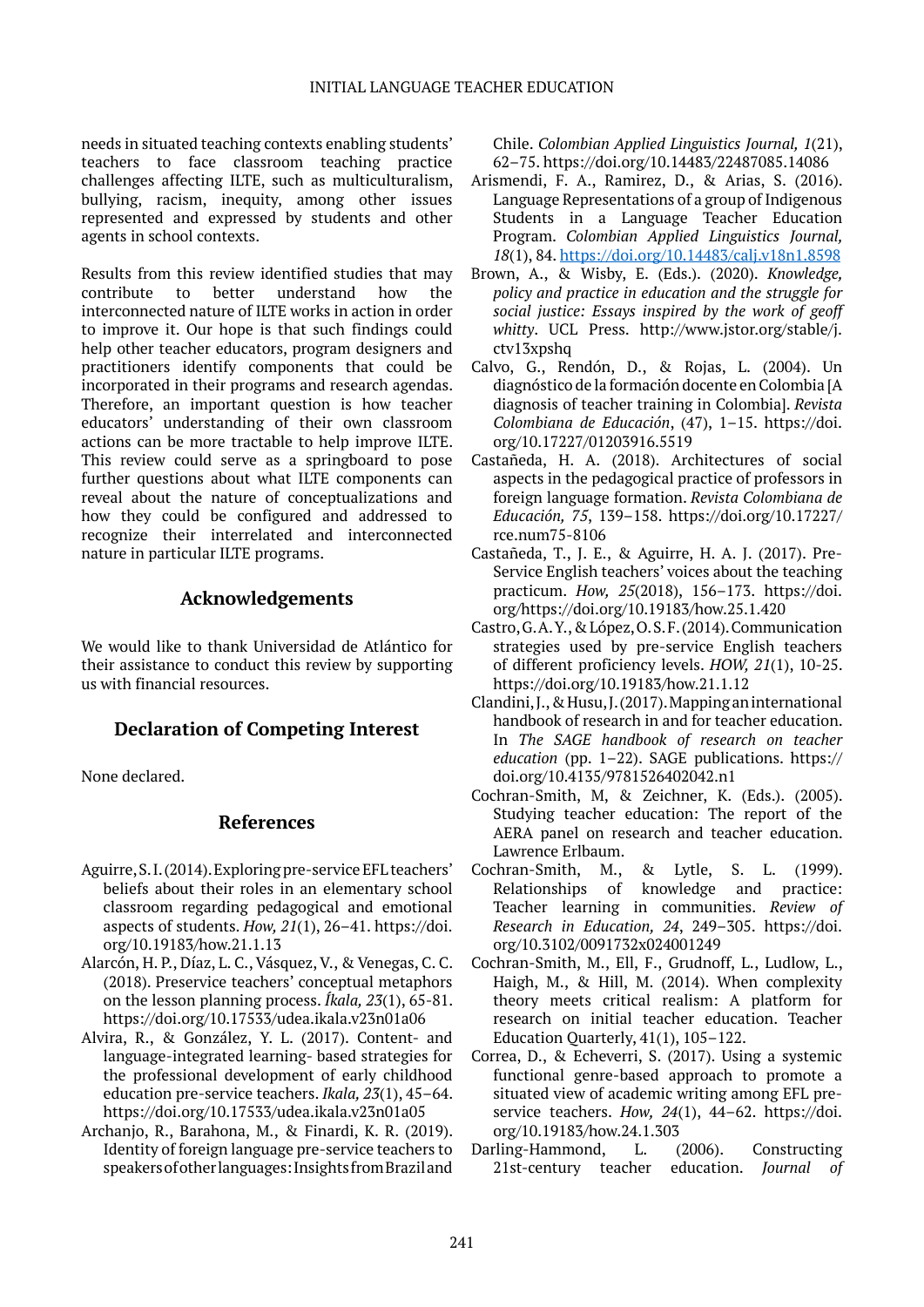needs in situated teaching contexts enabling students' teachers to face classroom teaching practice challenges affecting ILTE, such as multiculturalism, bullying, racism, inequity, among other issues represented and expressed by students and other agents in school contexts.

Results from this review identified studies that may contribute to better understand how the interconnected nature of ILTE works in action in order to improve it. Our hope is that such findings could help other teacher educators, program designers and practitioners identify components that could be incorporated in their programs and research agendas. Therefore, an important question is how teacher educators' understanding of their own classroom actions can be more tractable to help improve ILTE. This review could serve as a springboard to pose further questions about what ILTE components can reveal about the nature of conceptualizations and how they could be configured and addressed to recognize their interrelated and interconnected nature in particular ILTE programs.

## Acknowledgements

We would like to thank Universidad de Atlántico for their assistance to conduct this review by supporting us with financial resources.

## Declaration of Competing Interest

None declared.

## References

Aguirre, S. I. (2014). Exploring pre-service EFL teachers' beliefs about their roles in an elementary school classroom regarding pedagogical and emotional aspects of students. *How, 21*(1), 26–41. https://doi.org/10.19183/how.21.1.13

Alarcón, H. P., Díaz, L. C., Vásquez, V., & Venegas, C. C. (2018). Preservice teachers' conceptual metaphors on the lesson planning process. *Íkala, 23*(1), 65-81. https://doi.org/10.17533/udea.ikala.v23n01a06

Alvira, R., & González, Y. L. (2017). Content- and language-integrated learning- based strategies for the professional development of early childhood education pre-service teachers. *Ikala, 23*(1), 45–64. https://doi.org/10.17533/udea.ikala.v23n01a05

Archanjo, R., Barahona, M., & Finardi, K. R. (2019). Identity of foreign language pre-service teachers to speakers of other languages: Insights from Brazil and Chile. *Colombian Applied Linguistics Journal, 1*(21), 62–75. https://doi.org/10.14483/22487085.14086

Arismendi, F. A., Ramirez, D., & Arias, S. (2016). Language Representations of a group of Indigenous Students in a Language Teacher Education Program. *Colombian Applied Linguistics Journal, 18*(1), 84. https://doi.org/10.14483/calj.v18n1.8598

Brown, A., & Wisby, E. (Eds.). (2020). *Knowledge, policy and practice in education and the struggle for social justice: Essays inspired by the work of geoff whitty*. UCL Press. http://www.jstor.org/stable/j.ctv13xpshq

Calvo, G., Rendón, D., & Rojas, L. (2004). Un diagnóstico de la formación docente en Colombia [A diagnosis of teacher training in Colombia]. *Revista Colombiana de Educación*, (47), 1–15. https://doi.org/10.17227/01203916.5519

Castañeda, H. A. (2018). Architectures of social aspects in the pedagogical practice of professors in foreign language formation. *Revista Colombiana de Educación, 75*, 139–158. https://doi.org/10.17227/rce.num75-8106

Castañeda, T., J. E., & Aguirre, H. A. J. (2017). Pre-Service English teachers' voices about the teaching practicum. *How, 25*(2018), 156–173. https://doi.org/https://doi.org/10.19183/how.25.1.420

Castro, G. A. Y., & López, O. S. F. (2014). Communication strategies used by pre-service English teachers of different proficiency levels. *HOW, 21*(1), 10-25. https://doi.org/10.19183/how.21.1.12

Clandini, J., & Husu, J. (2017). Mapping an international handbook of research in and for teacher education. In *The SAGE handbook of research on teacher education* (pp. 1–22). SAGE publications. https://doi.org/10.4135/9781526402042.n1

Cochran-Smith, M, & Zeichner, K. (Eds.). (2005). Studying teacher education: The report of the AERA panel on research and teacher education. Lawrence Erlbaum.

Cochran-Smith, M., & Lytle, S. L. (1999). Relationships of knowledge and practice: Teacher learning in communities. *Review of Research in Education, 24*, 249–305. https://doi.org/10.3102/0091732x024001249

Cochran-Smith, M., Ell, F., Grudnoff, L., Ludlow, L., Haigh, M., & Hill, M. (2014). When complexity theory meets critical realism: A platform for research on initial teacher education. Teacher Education Quarterly, 41(1), 105–122.

Correa, D., & Echeverri, S. (2017). Using a systemic functional genre-based approach to promote a situated view of academic writing among EFL pre-service teachers. *How, 24*(1), 44–62. https://doi.org/10.19183/how.24.1.303

Darling-Hammond, L. (2006). Constructing 21st-century teacher education. *Journal of*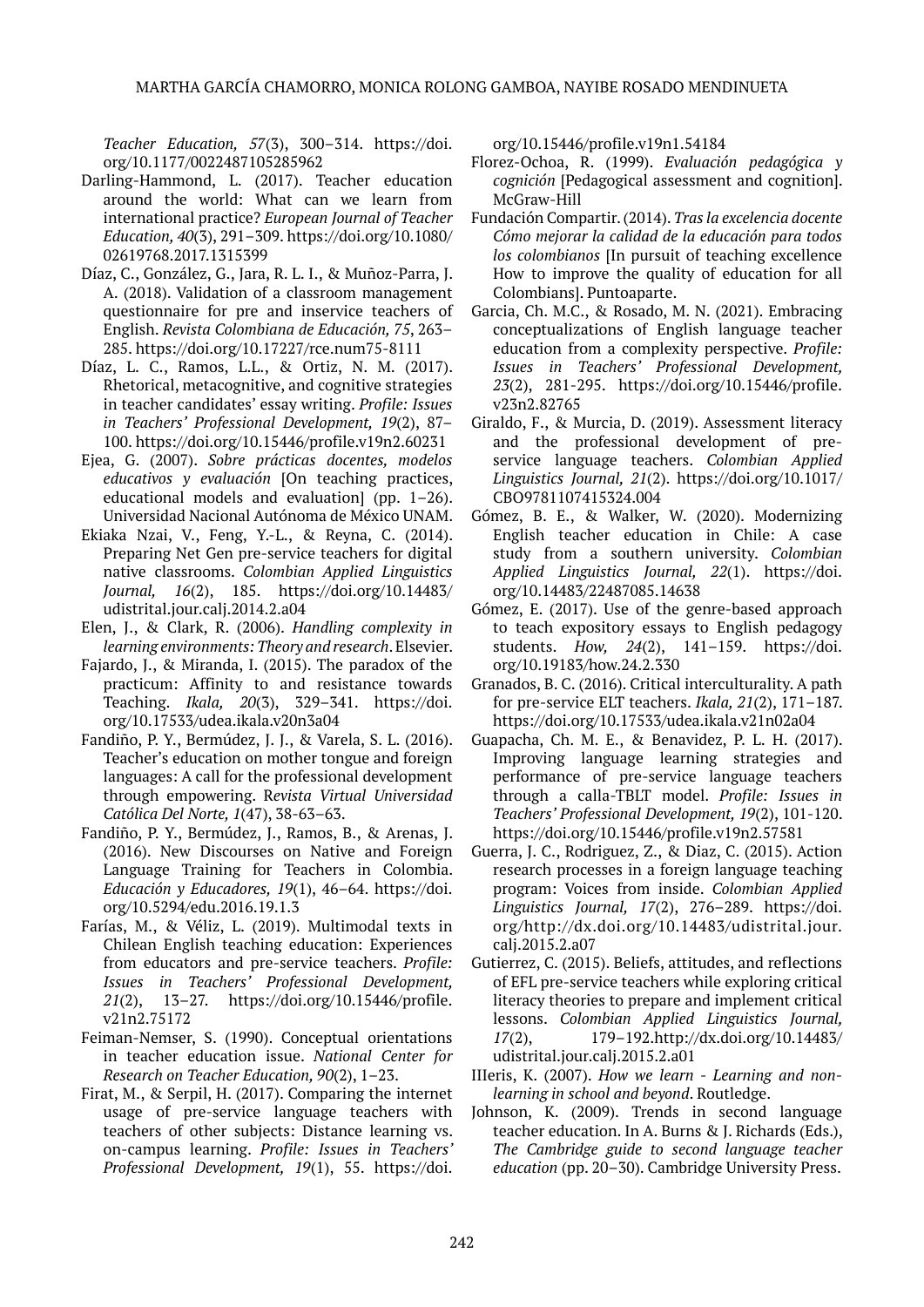*Teacher Education, 57*(3), 300–314. https://doi.org/10.1177/0022487105285962

Darling-Hammond, L. (2017). Teacher education around the world: What can we learn from international practice? *European Journal of Teacher Education, 40*(3), 291–309. https://doi.org/10.1080/02619768.2017.1315399

Díaz, C., González, G., Jara, R. L. I., & Muñoz-Parra, J. A. (2018). Validation of a classroom management questionnaire for pre and inservice teachers of English. *Revista Colombiana de Educación, 75*, 263–285. https://doi.org/10.17227/rce.num75-8111

Díaz, L. C., Ramos, L.L., & Ortiz, N. M. (2017). Rhetorical, metacognitive, and cognitive strategies in teacher candidates' essay writing. *Profile: Issues in Teachers' Professional Development, 19*(2), 87–100. https://doi.org/10.15446/profile.v19n2.60231

Ejea, G. (2007). *Sobre prácticas docentes, modelos educativos y evaluación* [On teaching practices, educational models and evaluation] (pp. 1–26). Universidad Nacional Autónoma de México UNAM.

Ekiaka Nzai, V., Feng, Y.-L., & Reyna, C. (2014). Preparing Net Gen pre-service teachers for digital native classrooms. *Colombian Applied Linguistics Journal, 16*(2), 185. https://doi.org/10.14483/udistrital.jour.calj.2014.2.a04

Elen, J., & Clark, R. (2006). *Handling complexity in learning environments: Theory and research*. Elsevier.

Fajardo, J., & Miranda, I. (2015). The paradox of the practicum: Affinity to and resistance towards Teaching. *Ikala, 20*(3), 329–341. https://doi.org/10.17533/udea.ikala.v20n3a04

Fandiño, P. Y., Bermúdez, J. J., & Varela, S. L. (2016). Teacher's education on mother tongue and foreign languages: A call for the professional development through empowering. *Revista Virtual Universidad Católica Del Norte, 1*(47), 38-63–63.

Fandiño, P. Y., Bermúdez, J., Ramos, B., & Arenas, J. (2016). New Discourses on Native and Foreign Language Training for Teachers in Colombia. *Educación y Educadores, 19*(1), 46–64. https://doi.org/10.5294/edu.2016.19.1.3

Farías, M., & Véliz, L. (2019). Multimodal texts in Chilean English teaching education: Experiences from educators and pre-service teachers. *Profile: Issues in Teachers' Professional Development, 21*(2), 13–27. https://doi.org/10.15446/profile.v21n2.75172

Feiman-Nemser, S. (1990). Conceptual orientations in teacher education issue. *National Center for Research on Teacher Education, 90*(2), 1–23.

Firat, M., & Serpil, H. (2017). Comparing the internet usage of pre-service language teachers with teachers of other subjects: Distance learning vs. on-campus learning. *Profile: Issues in Teachers' Professional Development, 19*(1), 55. https://doi.org/10.15446/profile.v19n1.54184

Florez-Ochoa, R. (1999). *Evaluación pedagógica y cognición* [Pedagogical assessment and cognition]. McGraw-Hill

Fundación Compartir. (2014). *Tras la excelencia docente Cómo mejorar la calidad de la educación para todos los colombianos* [In pursuit of teaching excellence How to improve the quality of education for all Colombians]. Puntoaparte.

Garcia, Ch. M.C., & Rosado, M. N. (2021). Embracing conceptualizations of English language teacher education from a complexity perspective. *Profile: Issues in Teachers' Professional Development, 23*(2), 281-295. https://doi.org/10.15446/profile.v23n2.82765

Giraldo, F., & Murcia, D. (2019). Assessment literacy and the professional development of pre-service language teachers. *Colombian Applied Linguistics Journal, 21*(2). https://doi.org/10.1017/CBO9781107415324.004

Gómez, B. E., & Walker, W. (2020). Modernizing English teacher education in Chile: A case study from a southern university. *Colombian Applied Linguistics Journal, 22*(1). https://doi.org/10.14483/22487085.14638

Gómez, E. (2017). Use of the genre-based approach to teach expository essays to English pedagogy students. *How, 24*(2), 141–159. https://doi.org/10.19183/how.24.2.330

Granados, B. C. (2016). Critical interculturality. A path for pre-service ELT teachers. *Ikala, 21*(2), 171–187. https://doi.org/10.17533/udea.ikala.v21n02a04

Guapacha, Ch. M. E., & Benavidez, P. L. H. (2017). Improving language learning strategies and performance of pre-service language teachers through a calla-TBLT model. *Profile: Issues in Teachers' Professional Development, 19*(2), 101-120. https://doi.org/10.15446/profile.v19n2.57581

Guerra, J. C., Rodriguez, Z., & Diaz, C. (2015). Action research processes in a foreign language teaching program: Voices from inside. *Colombian Applied Linguistics Journal, 17*(2), 276–289. https://doi.org/http://dx.doi.org/10.14483/udistrital.jour.calj.2015.2.a07

Gutierrez, C. (2015). Beliefs, attitudes, and reflections of EFL pre-service teachers while exploring critical literacy theories to prepare and implement critical lessons. *Colombian Applied Linguistics Journal, 17*(2), 179–192.http://dx.doi.org/10.14483/udistrital.jour.calj.2015.2.a01

IIIeris, K. (2007). *How we learn - Learning and non-learning in school and beyond*. Routledge.

Johnson, K. (2009). Trends in second language teacher education. In A. Burns & J. Richards (Eds.), *The Cambridge guide to second language teacher education* (pp. 20–30). Cambridge University Press.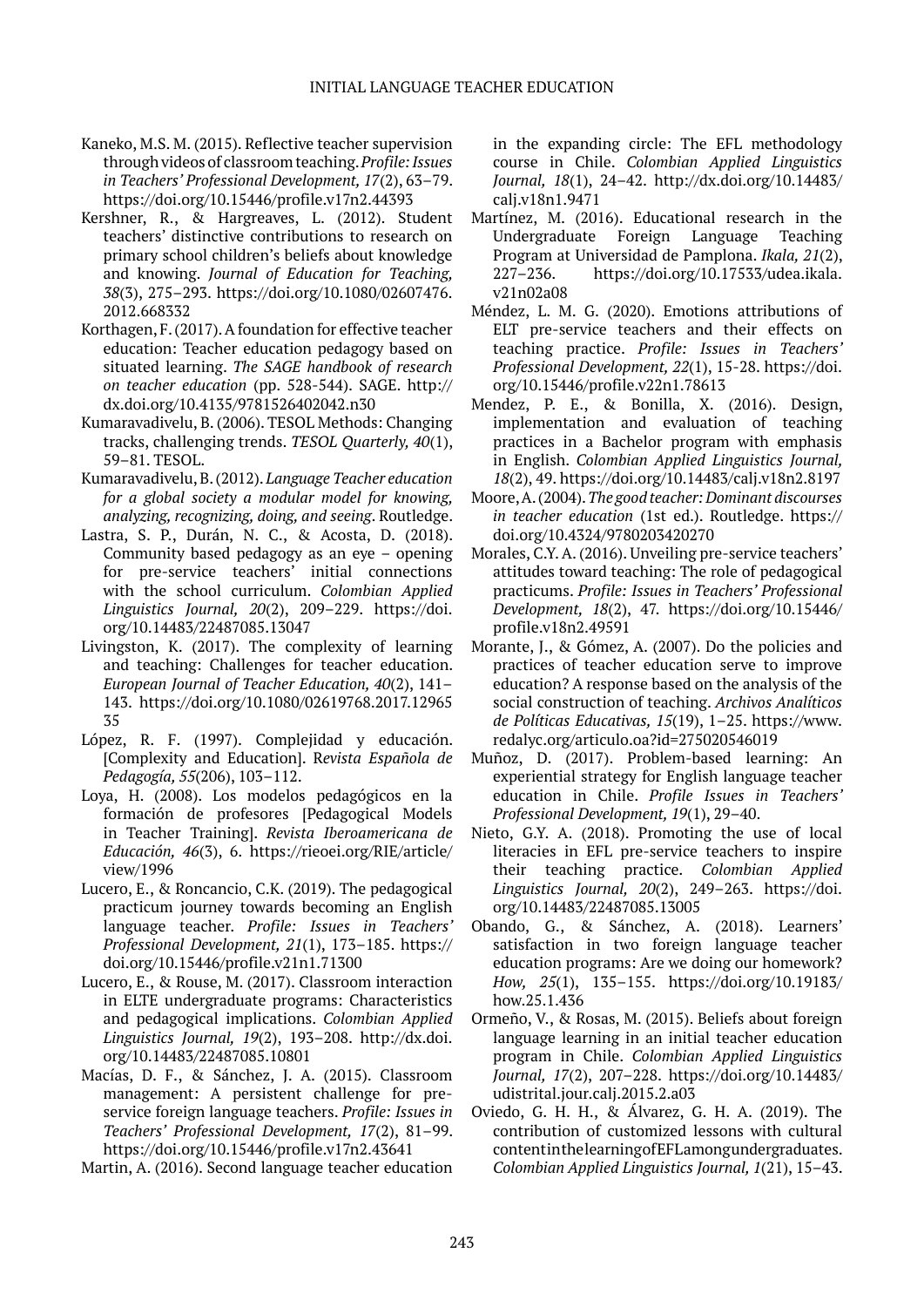Kaneko, M.S. M. (2015). Reflective teacher supervision through videos of classroom teaching. *Profile: Issues in Teachers' Professional Development, 17*(2), 63–79. https://doi.org/10.15446/profile.v17n2.44393

Kershner, R., & Hargreaves, L. (2012). Student teachers' distinctive contributions to research on primary school children's beliefs about knowledge and knowing. *Journal of Education for Teaching, 38*(3), 275–293. https://doi.org/10.1080/02607476.2012.668332

Korthagen, F. (2017). A foundation for effective teacher education: Teacher education pedagogy based on situated learning. *The SAGE handbook of research on teacher education* (pp. 528-544). SAGE. http://dx.doi.org/10.4135/9781526402042.n30

Kumaravadivelu, B. (2006). TESOL Methods: Changing tracks, challenging trends. *TESOL Quarterly, 40*(1), 59–81. TESOL.

Kumaravadivelu, B. (2012). *Language Teacher education for a global society a modular model for knowing, analyzing, recognizing, doing, and seeing*. Routledge.

Lastra, S. P., Durán, N. C., & Acosta, D. (2018). Community based pedagogy as an eye – opening for pre-service teachers' initial connections with the school curriculum. *Colombian Applied Linguistics Journal, 20*(2), 209–229. https://doi.org/10.14483/22487085.13047

Livingston, K. (2017). The complexity of learning and teaching: Challenges for teacher education. *European Journal of Teacher Education, 40*(2), 141–143. https://doi.org/10.1080/02619768.2017.1296535

López, R. F. (1997). Complejidad y educación. [Complexity and Education]. R*evista Española de Pedagogía, 55*(206), 103–112.

Loya, H. (2008). Los modelos pedagógicos en la formación de profesores [Pedagogical Models in Teacher Training]. *Revista Iberoamericana de Educación, 46*(3), 6. https://rieoei.org/RIE/article/view/1996

Lucero, E., & Roncancio, C.K. (2019). The pedagogical practicum journey towards becoming an English language teacher. *Profile: Issues in Teachers' Professional Development, 21*(1), 173–185. https://doi.org/10.15446/profile.v21n1.71300

Lucero, E., & Rouse, M. (2017). Classroom interaction in ELTE undergraduate programs: Characteristics and pedagogical implications. *Colombian Applied Linguistics Journal, 19*(2), 193–208. http://dx.doi.org/10.14483/22487085.10801

Macías, D. F., & Sánchez, J. A. (2015). Classroom management: A persistent challenge for pre-service foreign language teachers. *Profile: Issues in Teachers' Professional Development, 17*(2), 81–99. https://doi.org/10.15446/profile.v17n2.43641

Martin, A. (2016). Second language teacher education in the expanding circle: The EFL methodology course in Chile. *Colombian Applied Linguistics Journal, 18*(1), 24–42. http://dx.doi.org/10.14483/calj.v18n1.9471

Martínez, M. (2016). Educational research in the Undergraduate Foreign Language Teaching Program at Universidad de Pamplona. *Ikala, 21*(2), 227–236. https://doi.org/10.17533/udea.ikala.v21n02a08

Méndez, L. M. G. (2020). Emotions attributions of ELT pre-service teachers and their effects on teaching practice. *Profile: Issues in Teachers' Professional Development, 22*(1), 15-28. https://doi.org/10.15446/profile.v22n1.78613

Mendez, P. E., & Bonilla, X. (2016). Design, implementation and evaluation of teaching practices in a Bachelor program with emphasis in English. *Colombian Applied Linguistics Journal, 18*(2), 49. https://doi.org/10.14483/calj.v18n2.8197

Moore, A. (2004). *The good teacher: Dominant discourses in teacher education* (1st ed.). Routledge. https://doi.org/10.4324/9780203420270

Morales, C.Y. A. (2016). Unveiling pre-service teachers' attitudes toward teaching: The role of pedagogical practicums. *Profile: Issues in Teachers' Professional Development, 18*(2), 47. https://doi.org/10.15446/profile.v18n2.49591

Morante, J., & Gómez, A. (2007). Do the policies and practices of teacher education serve to improve education? A response based on the analysis of the social construction of teaching. *Archivos Analíticos de Políticas Educativas, 15*(19), 1–25. https://www.redalyc.org/articulo.oa?id=275020546019

Muñoz, D. (2017). Problem-based learning: An experiential strategy for English language teacher education in Chile. *Profile Issues in Teachers' Professional Development, 19*(1), 29–40.

Nieto, G.Y. A. (2018). Promoting the use of local literacies in EFL pre-service teachers to inspire their teaching practice. *Colombian Applied Linguistics Journal, 20*(2), 249–263. https://doi.org/10.14483/22487085.13005

Obando, G., & Sánchez, A. (2018). Learners' satisfaction in two foreign language teacher education programs: Are we doing our homework? *How, 25*(1), 135–155. https://doi.org/10.19183/how.25.1.436

Ormeño, V., & Rosas, M. (2015). Beliefs about foreign language learning in an initial teacher education program in Chile. *Colombian Applied Linguistics Journal, 17*(2), 207–228. https://doi.org/10.14483/udistrital.jour.calj.2015.2.a03

Oviedo, G. H. H., & Álvarez, G. H. A. (2019). The contribution of customized lessons with cultural content in the learning of EFL among undergraduates. *Colombian Applied Linguistics Journal, 1*(21), 15–43.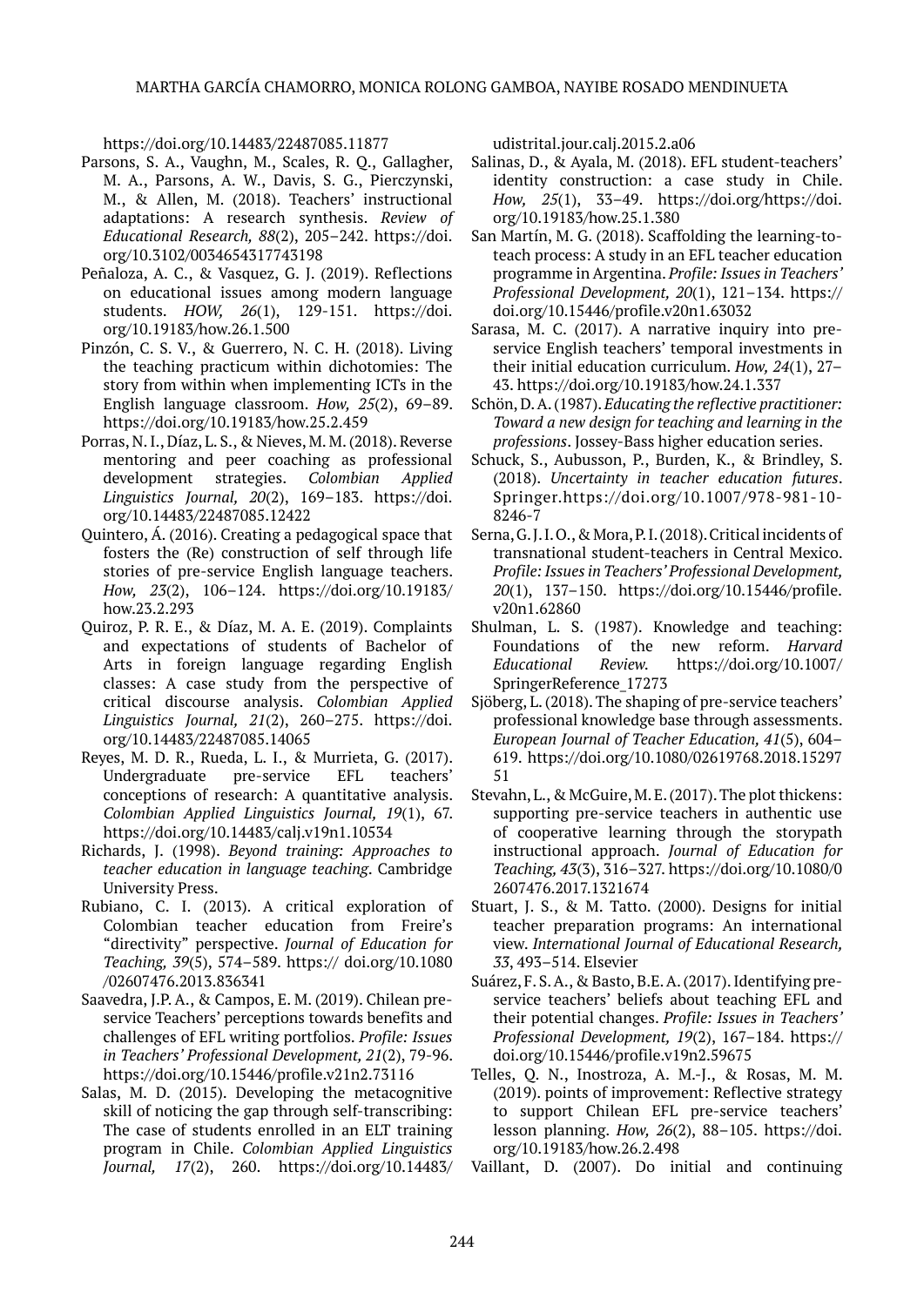https://doi.org/10.14483/22487085.11877

Parsons, S. A., Vaughn, M., Scales, R. Q., Gallagher, M. A., Parsons, A. W., Davis, S. G., Pierczynski, M., & Allen, M. (2018). Teachers' instructional adaptations: A research synthesis. *Review of Educational Research, 88*(2), 205–242. https://doi.org/10.3102/0034654317743198

Peñaloza, A. C., & Vasquez, G. J. (2019). Reflections on educational issues among modern language students. *HOW, 26*(1), 129-151. https://doi.org/10.19183/how.26.1.500

Pinzón, C. S. V., & Guerrero, N. C. H. (2018). Living the teaching practicum within dichotomies: The story from within when implementing ICTs in the English language classroom. *How, 25*(2), 69–89. https://doi.org/10.19183/how.25.2.459

Porras, N. I., Díaz, L. S., & Nieves, M. M. (2018). Reverse mentoring and peer coaching as professional development strategies. *Colombian Applied Linguistics Journal, 20*(2), 169–183. https://doi.org/10.14483/22487085.12422

Quintero, Á. (2016). Creating a pedagogical space that fosters the (Re) construction of self through life stories of pre-service English language teachers. *How, 23*(2), 106–124. https://doi.org/10.19183/how.23.2.293

Quiroz, P. R. E., & Díaz, M. A. E. (2019). Complaints and expectations of students of Bachelor of Arts in foreign language regarding English classes: A case study from the perspective of critical discourse analysis. *Colombian Applied Linguistics Journal, 21*(2), 260–275. https://doi.org/10.14483/22487085.14065

Reyes, M. D. R., Rueda, L. I., & Murrieta, G. (2017). Undergraduate pre-service EFL teachers' conceptions of research: A quantitative analysis. *Colombian Applied Linguistics Journal, 19*(1), 67. https://doi.org/10.14483/calj.v19n1.10534

Richards, J. (1998). *Beyond training: Approaches to teacher education in language teaching*. Cambridge University Press.

Rubiano, C. I. (2013). A critical exploration of Colombian teacher education from Freire's "directivity" perspective. *Journal of Education for Teaching, 39*(5), 574–589. https:// doi.org/10.1080/02607476.2013.836341

Saavedra, J.P. A., & Campos, E. M. (2019). Chilean pre-service Teachers' perceptions towards benefits and challenges of EFL writing portfolios. *Profile: Issues in Teachers' Professional Development, 21*(2), 79-96. https://doi.org/10.15446/profile.v21n2.73116

Salas, M. D. (2015). Developing the metacognitive skill of noticing the gap through self-transcribing: The case of students enrolled in an ELT training program in Chile. *Colombian Applied Linguistics Journal, 17*(2), 260. https://doi.org/10.14483/udistrital.jour.calj.2015.2.a06

Salinas, D., & Ayala, M. (2018). EFL student-teachers' identity construction: a case study in Chile. *How, 25*(1), 33–49. https://doi.org/https://doi.org/10.19183/how.25.1.380

San Martín, M. G. (2018). Scaffolding the learning-to-teach process: A study in an EFL teacher education programme in Argentina. *Profile: Issues in Teachers' Professional Development, 20*(1), 121–134. https://doi.org/10.15446/profile.v20n1.63032

Sarasa, M. C. (2017). A narrative inquiry into pre-service English teachers' temporal investments in their initial education curriculum. *How, 24*(1), 27–43. https://doi.org/10.19183/how.24.1.337

Schön, D. A. (1987). *Educating the reflective practitioner: Toward a new design for teaching and learning in the professions*. Jossey-Bass higher education series.

Schuck, S., Aubusson, P., Burden, K., & Brindley, S. (2018). *Uncertainty in teacher education futures*. Springer.https://doi.org/10.1007/978-981-10-8246-7

Serna, G. J. I. O., & Mora, P. I. (2018). Critical incidents of transnational student-teachers in Central Mexico. *Profile: Issues in Teachers' Professional Development, 20*(1), 137–150. https://doi.org/10.15446/profile.v20n1.62860

Shulman, L. S. (1987). Knowledge and teaching: Foundations of the new reform. *Harvard Educational Review*. https://doi.org/10.1007/SpringerReference_17273

Sjöberg, L. (2018). The shaping of pre-service teachers' professional knowledge base through assessments. *European Journal of Teacher Education, 41*(5), 604–619. https://doi.org/10.1080/02619768.2018.1529751

Stevahn, L., & McGuire, M. E. (2017). The plot thickens: supporting pre-service teachers in authentic use of cooperative learning through the storypath instructional approach. *Journal of Education for Teaching, 43*(3), 316–327. https://doi.org/10.1080/02607476.2017.1321674

Stuart, J. S., & M. Tatto. (2000). Designs for initial teacher preparation programs: An international view. *International Journal of Educational Research, 33*, 493–514. Elsevier

Suárez, F. S. A., & Basto, B.E. A. (2017). Identifying pre-service teachers' beliefs about teaching EFL and their potential changes. *Profile: Issues in Teachers' Professional Development, 19*(2), 167–184. https://doi.org/10.15446/profile.v19n2.59675

Telles, Q. N., Inostroza, A. M.-J., & Rosas, M. M. (2019). points of improvement: Reflective strategy to support Chilean EFL pre-service teachers' lesson planning. *How, 26*(2), 88–105. https://doi.org/10.19183/how.26.2.498

Vaillant, D. (2007). Do initial and continuing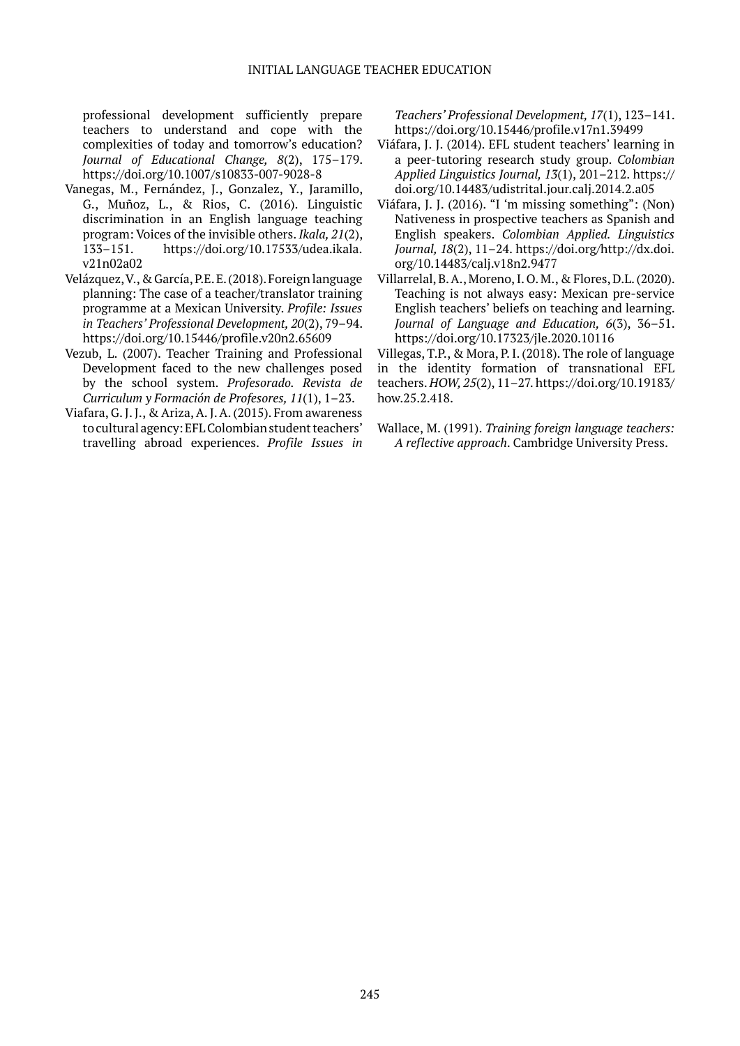professional development sufficiently prepare teachers to understand and cope with the complexities of today and tomorrow's education? *Journal of Educational Change, 8*(2), 175–179. https://doi.org/10.1007/s10833-007-9028-8

Vanegas, M., Fernández, J., Gonzalez, Y., Jaramillo, G., Muñoz, L., & Rios, C. (2016). Linguistic discrimination in an English language teaching program: Voices of the invisible others. *Ikala, 21*(2), 133–151. https://doi.org/10.17533/udea.ikala.v21n02a02

Velázquez, V., & García, P.E. E. (2018). Foreign language planning: The case of a teacher/translator training programme at a Mexican University. *Profile: Issues in Teachers' Professional Development, 20*(2), 79–94. https://doi.org/10.15446/profile.v20n2.65609

Vezub, L. (2007). Teacher Training and Professional Development faced to the new challenges posed by the school system. *Profesorado. Revista de Curriculum y Formación de Profesores, 11*(1), 1–23.

Viafara, G. J. J., & Ariza, A. J. A. (2015). From awareness to cultural agency: EFL Colombian student teachers' travelling abroad experiences. *Profile Issues in Teachers' Professional Development, 17*(1), 123–141. https://doi.org/10.15446/profile.v17n1.39499

Viáfara, J. J. (2014). EFL student teachers' learning in a peer-tutoring research study group. *Colombian Applied Linguistics Journal, 13*(1), 201–212. https://doi.org/10.14483/udistrital.jour.calj.2014.2.a05

Viáfara, J. J. (2016). "I 'm missing something": (Non) Nativeness in prospective teachers as Spanish and English speakers. *Colombian Applied. Linguistics Journal, 18*(2), 11–24. https://doi.org/http://dx.doi.org/10.14483/calj.v18n2.9477

Villarrelal, B. A., Moreno, I. O. M., & Flores, D.L. (2020). Teaching is not always easy: Mexican pre-service English teachers' beliefs on teaching and learning. *Journal of Language and Education, 6*(3), 36–51. https://doi.org/10.17323/jle.2020.10116

Villegas, T.P., & Mora, P. I. (2018). The role of language in the identity formation of transnational EFL teachers. *HOW, 25*(2), 11–27. https://doi.org/10.19183/how.25.2.418.

Wallace, M. (1991). *Training foreign language teachers: A reflective approach*. Cambridge University Press.